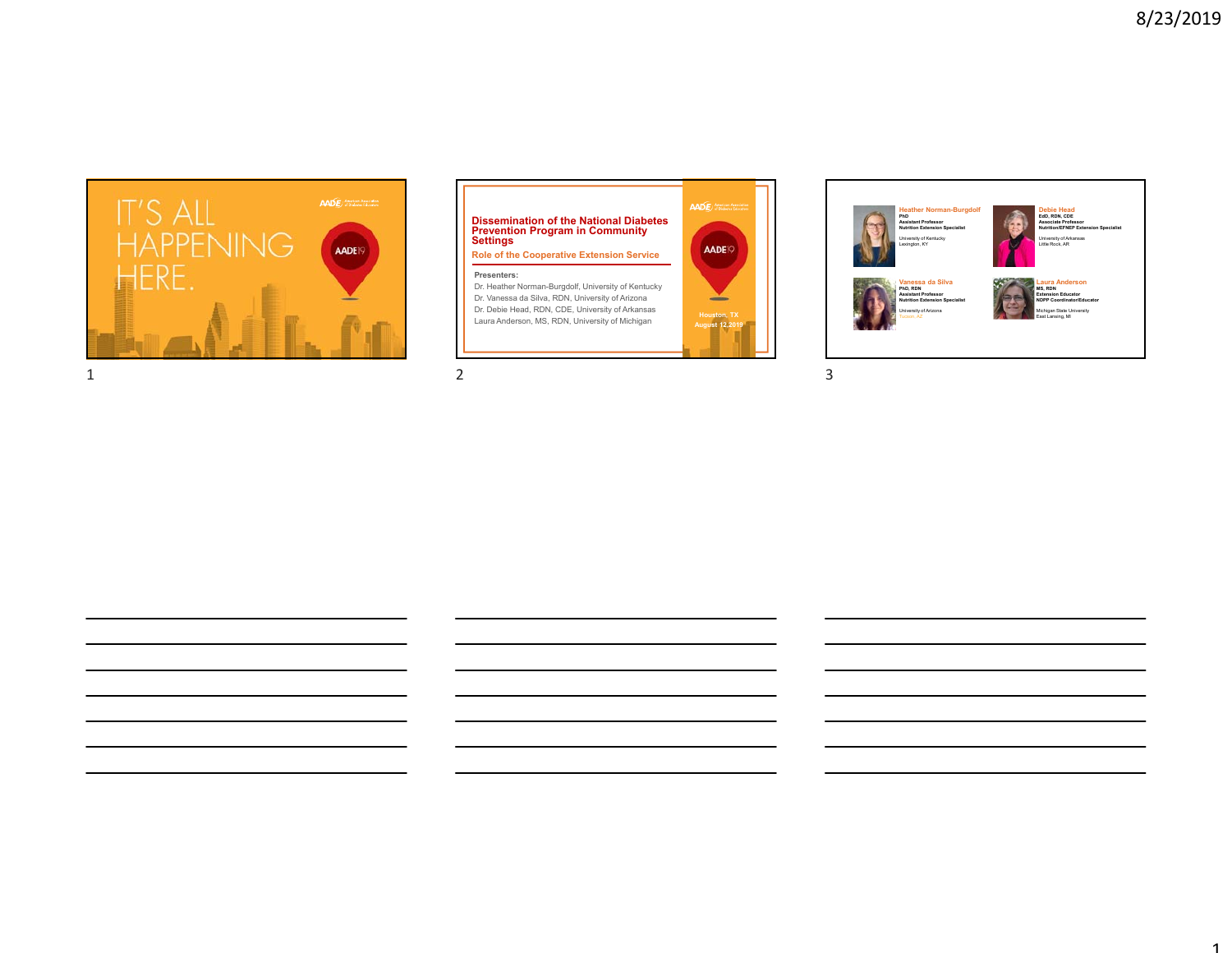IT'S ALL HAPPENING HERE.

AADE19

## Dissemination of the National Diabetes Prevention Program in Community Settings

### Role of the Cooperative Extension Service

**Presenters:**

Dr. Heather Norman-Burgdolf, University of Kentucky
Dr. Vanessa da Silva, RDN, University of Arizona
Dr. Debie Head, RDN, CDE, University of Arkansas
Laura Anderson, MS, RDN, University of Michigan

Houston, TX
August 12,2019

**Heather Norman-Burgdolf**
PhD
Assistant Professor
Nutrition Extension Specialist
University of Kentucky
Lexington, KY

**Debie Head**
EdD, RDN, CDE
Associate Professor
Nutrition/EFNEP Extension Specialist
University of Arkansas
Little Rock, AR

**Vanessa da Silva**
PhD, RDN
Assistant Professor
Nutrition Extension Specialist
University of Arizona
Tucson, AZ

**Laura Anderson**
MS, RDN
Extension Educator
NDPP Coordinator/Educator
Michigan State University
East Lansing, MI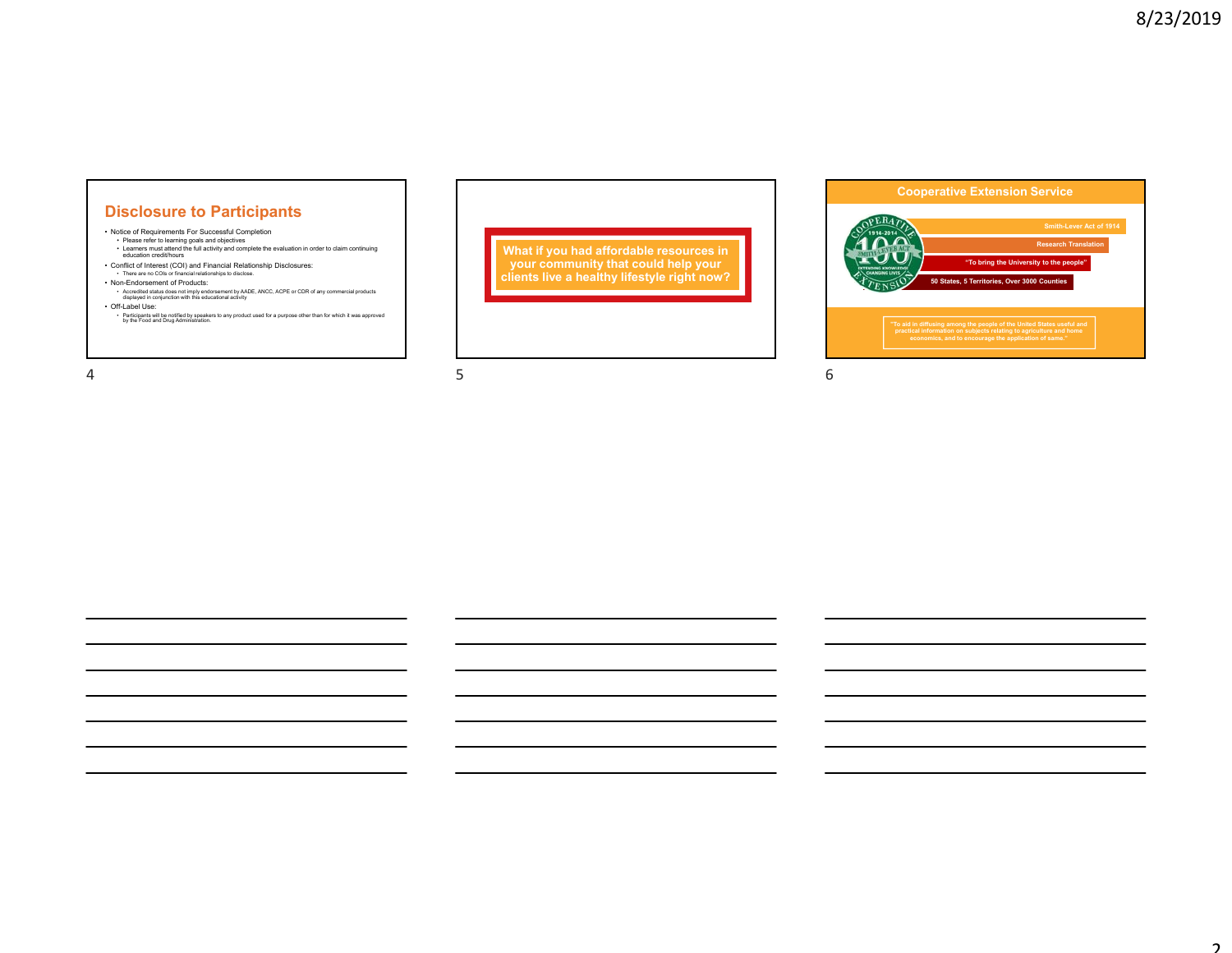## Disclosure to Participants

- Notice of Requirements For Successful Completion
  - Please refer to learning goals and objectives
  - Learners must attend the full activity and complete the evaluation in order to claim continuing education credit/hours
- Conflict of Interest (COI) and Financial Relationship Disclosures:
  - There are no COIs or financial relationships to disclose.
- Non-Endorsement of Products:
  - Accredited status does not imply endorsement by AADE, ANCC, ACPE or CDR of any commercial products displayed in conjunction with this educational activity
- Off-Label Use:
  - Participants will be notified by speakers to any product used for a purpose other than for which it was approved by the Food and Drug Administration.

**What if you had affordable resources in your community that could help your clients live a healthy lifestyle right now?**

## Cooperative Extension Service

Cooperative Extension 1914-2014 100 Smith-Lever Act Extending Knowledge Changing Lives

- Smith-Lever Act of 1914
- Research Translation
- "To bring the University to the people"
- 50 States, 5 Territories, Over 3000 Counties

"To aid in diffusing among the people of the United States useful and practical information on subjects relating to agriculture and home economics, and to encourage the application of same."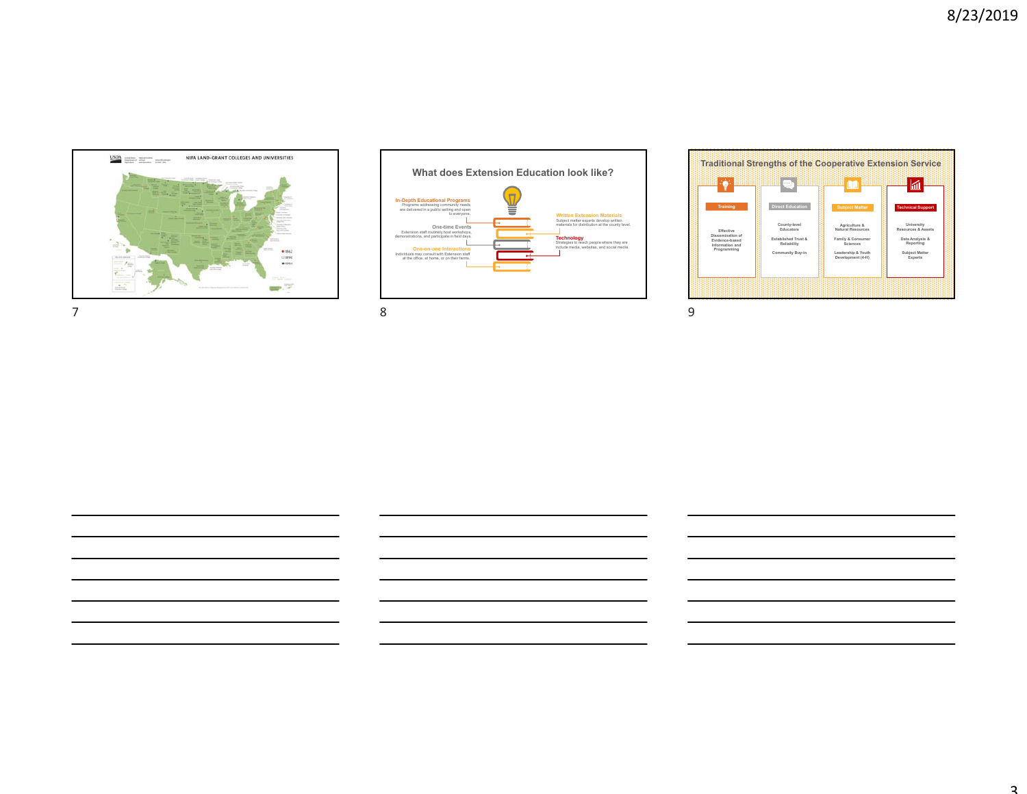NIFA LAND-GRANT COLLEGES AND UNIVERSITIES

## What does Extension Education look like?

**In-Depth Educational Programs**
Programs addressing community needs are delivered in a public setting and open to everyone.

**One-time Events**
Extension staff routinely host workshops, demonstrations, and participate in field days.

**One-on-one Interactions**
Individuals may consult with Extension staff at the office, at home, or on their farms.

**Written Extension Materials**
Subject matter experts develop written materials for distribution at the county level.

**Technology**
Strategies to reach people where they are include media, websites, and social media.

## Traditional Strengths of the Cooperative Extension Service

**Training**
- Effective Dissemination of Evidence-based Information and Programming

**Direct Education**
- County-level Educators
- Established Trust & Reliability
- Community Buy-in

**Subject Matter**
- Agriculture & Natural Resources
- Family & Consumer Sciences
- Leadership & Youth Development (4-H)

**Technical Support**
- University Resources & Assets
- Data Analysis & Reporting
- Subject Matter Experts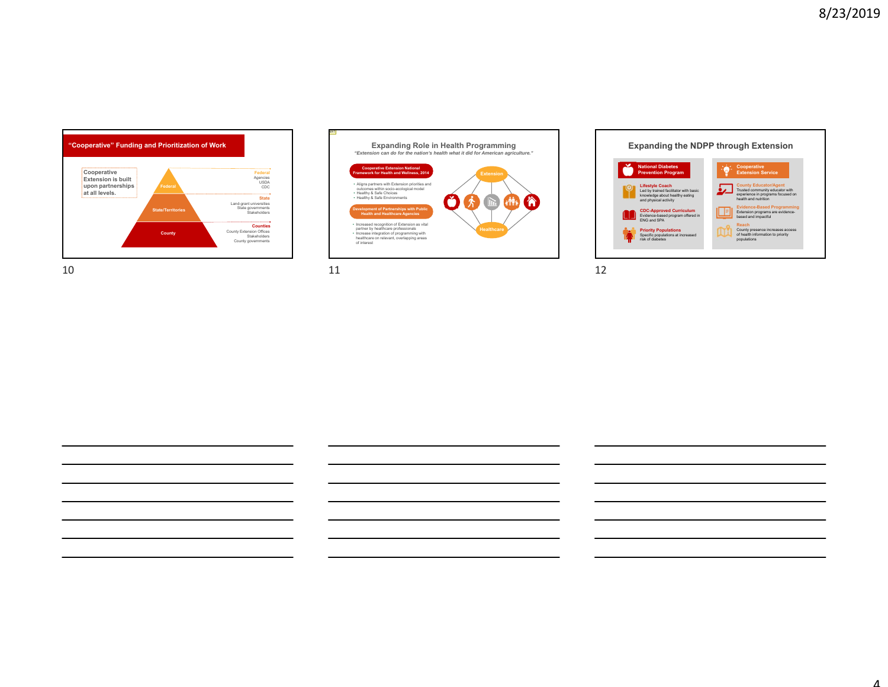## "Cooperative" Funding and Prioritization of Work

Cooperative Extension is built upon partnerships at all levels.

Federal
State/Territories
County

**Federal**
Agencies
USDA
CDC

**State**
Land-grant universities
State governments
Stakeholders

**Counties**
County Extension Offices
Stakeholders
County governments

## Expanding Role in Health Programming

*"Extension can do for the nation's health what it did for American agriculture."*

**Cooperative Extension National Framework for Health and Wellness, 2014**

- Aligns partners with Extension priorities and outcomes within socio-ecological model
- Healthy & Safe Choices
- Healthy & Safe Environments

**Development of Partnerships with Public Health and Healthcare Agencies**

- Increased recognition of Extension as vital partner by healthcare professionals
- Increase integration of programming with healthcare on relevant, overlapping areas of interest

Extension

Healthcare

## Expanding the NDPP through Extension

**National Diabetes Prevention Program**

**Lifestyle Coach**
Led by trained facilitator with basic knowledge about healthy eating and physical activity

**CDC-Approved Curriculum**
Evidence-based program offered in ENG and SPA

**Priority Populations**
Specific populations at increased risk of diabetes

**Cooperative Extension Service**

**County Educator/Agent**
Trusted community educator with experience in programs focused on health and nutrition

**Evidence-Based Programming**
Extension programs are evidence-based and impactful

**Reach**
County presence increases access of health information to priority populations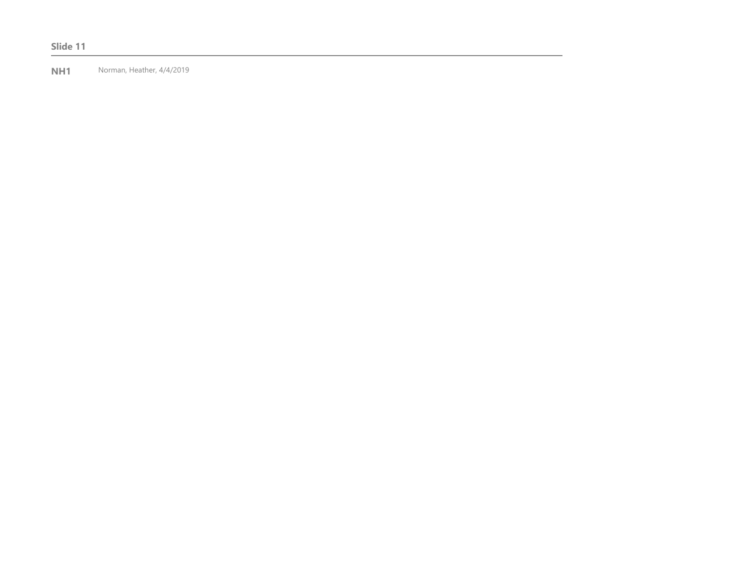**Slide 11**

---

**NH1** Norman, Heather, 4/4/2019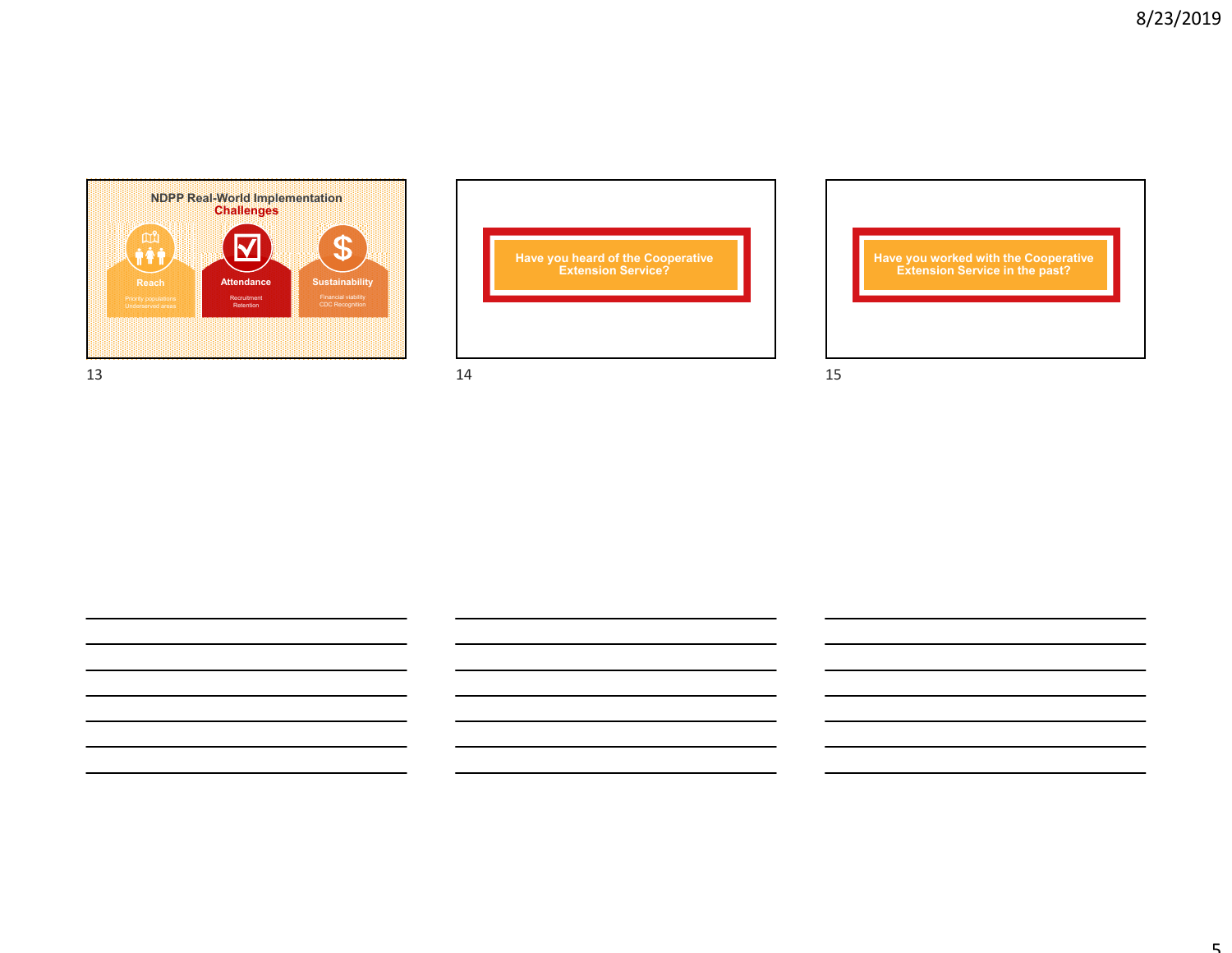## NDPP Real-World Implementation Challenges

**Reach**
Priority populations
Underserved areas

**Attendance**
Recruitment
Retention

**Sustainability**
Financial viability
CDC Recognition

---

**Have you heard of the Cooperative Extension Service?**

---

**Have you worked with the Cooperative Extension Service in the past?**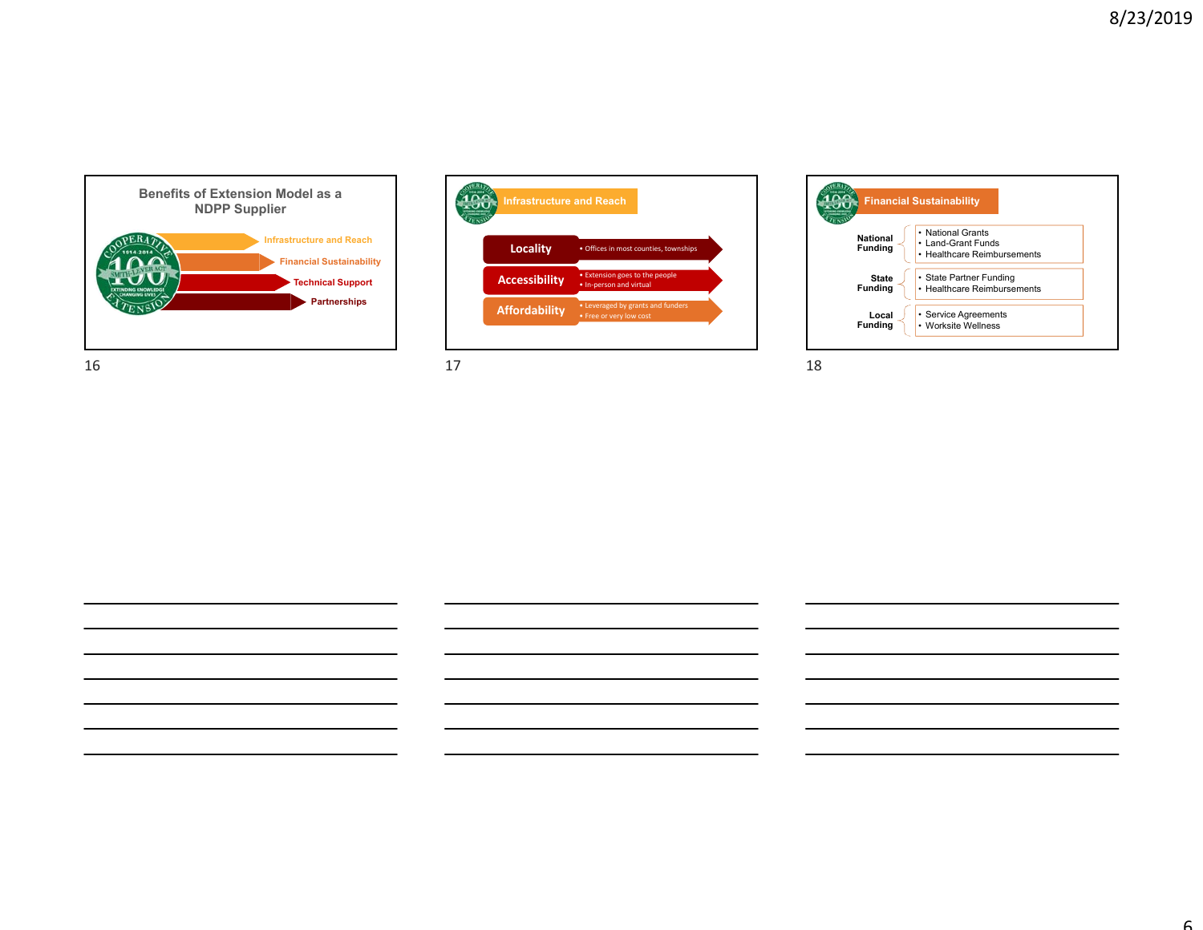## Benefits of Extension Model as a NDPP Supplier

- Infrastructure and Reach
- Financial Sustainability
- Technical Support
- Partnerships

## Infrastructure and Reach

**Locality**
- Offices in most counties, townships

**Accessibility**
- Extension goes to the people
- In-person and virtual

**Affordability**
- Leveraged by grants and funders
- Free or very low cost

## Financial Sustainability

**National Funding**
- National Grants
- Land-Grant Funds
- Healthcare Reimbursements

**State Funding**
- State Partner Funding
- Healthcare Reimbursements

**Local Funding**
- Service Agreements
- Worksite Wellness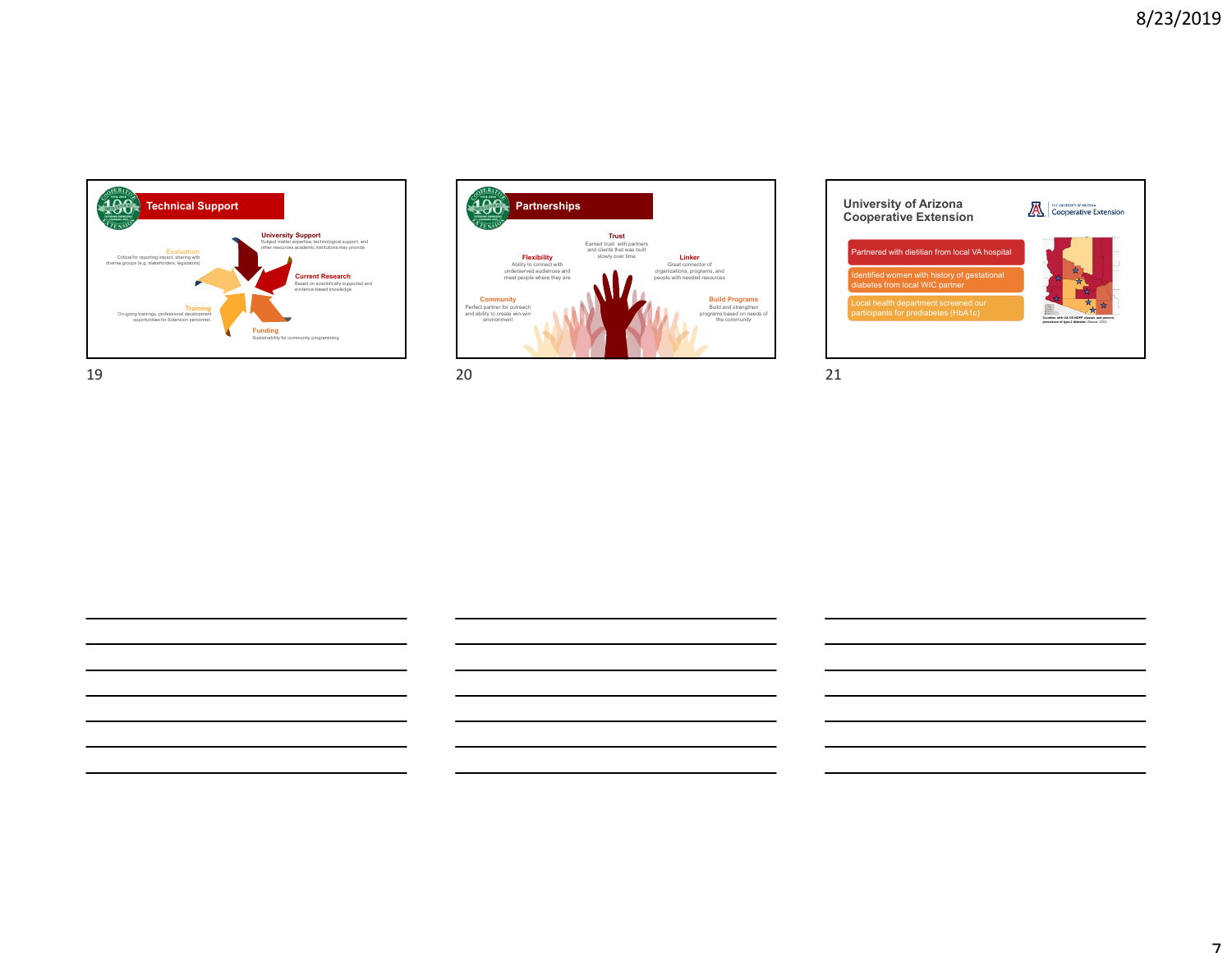## Technical Support

**University Support**
Subject matter expertise, technological support, and other resources academic institutions may provide

**Current Research**
Based on scientifically-supported and evidence-based knowledge

**Funding**
Sustainability for community programming

**Training**
On-going trainings, professional development opportunities for Extension personnel

**Evaluation**
Critical for reporting impact, sharing with diverse groups (e.g. stakeholders, legislators)

## Partnerships

**Trust**
Earned trust with partners and clients that was built slowly over time

**Flexibility**
Ability to connect with underserved audiences and meet people where they are

**Linker**
Great connector of organizations, programs, and people with needed resources

**Community**
Perfect partner for outreach and ability to create win-win environment

**Build Programs**
Build and strengthen programs based on needs of the community

## University of Arizona Cooperative Extension

The University of Arizona | Cooperative Extension

- Partnered with dietitian from local VA hospital
- Identified women with history of gestational diabetes from local WIC partner
- Local health department screened our participants for prediabetes (HbA1c)

Counties with UA CE-NDPP classes and percent prevalence of type 2 diabetes (Source: CDC)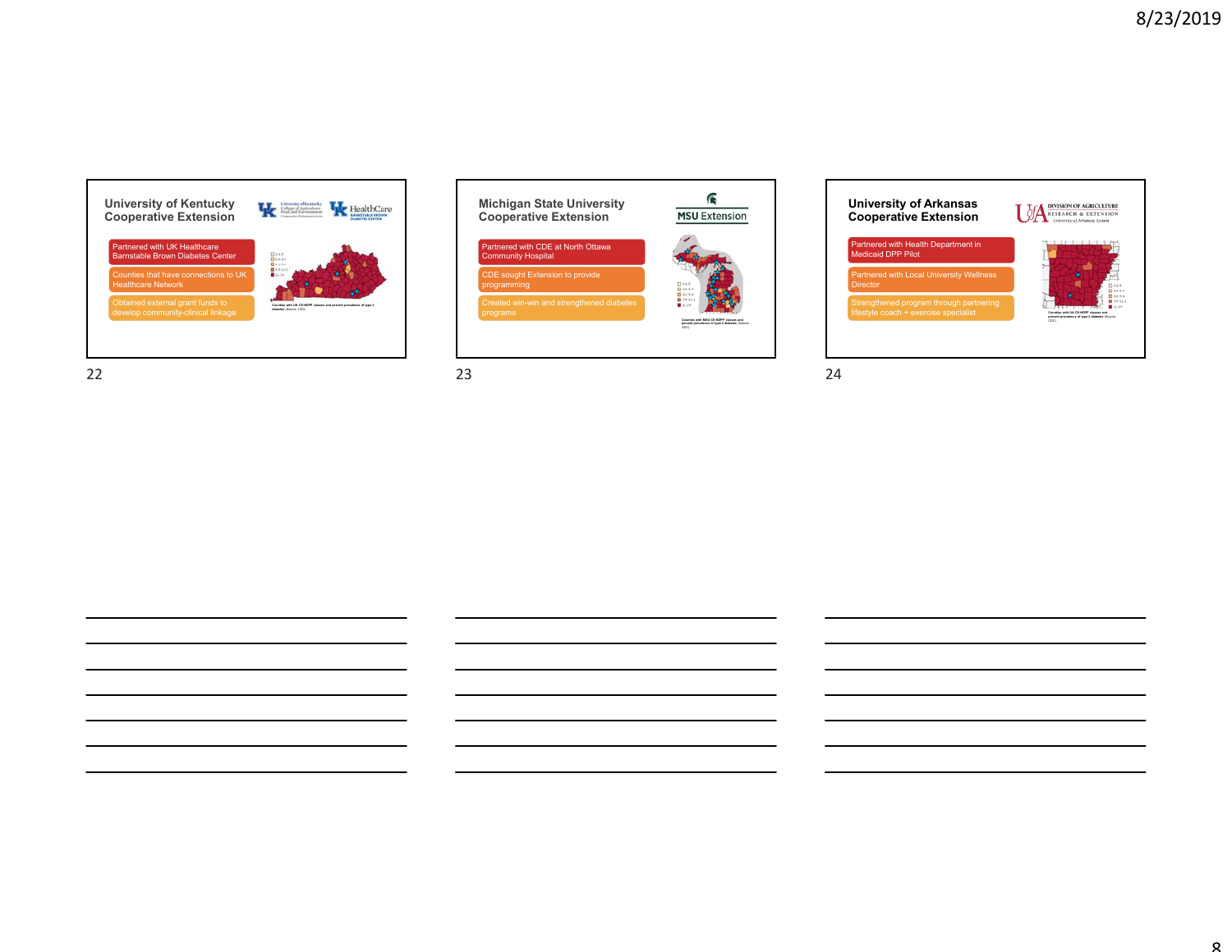## University of Kentucky Cooperative Extension

- Partnered with UK Healthcare Barnstable Brown Diabetes Center
- Counties that have connections to UK Healthcare Network
- Obtained external grant funds to develop community-clinical linkage

Counties with UK CE-NDPP classes and percent prevalence of type 2 diabetes (Source: CDC)

## Michigan State University Cooperative Extension

- Partnered with CDE at North Ottawa Community Hospital
- CDE sought Extension to provide programming
- Created win-win and strengthened diabetes programs

Counties with MSU CE-NDPP classes and percent prevalence of type 2 diabetes (Source: CDC)

## University of Arkansas Cooperative Extension

- Partnered with Health Department in Medicaid DPP Pilot
- Partnered with Local University Wellness Director
- Strengthened program through partnering lifestyle coach + exercise specialist

Counties with UA CE-NDPP classes and percent prevalence of type 2 diabetes (Source: CDC)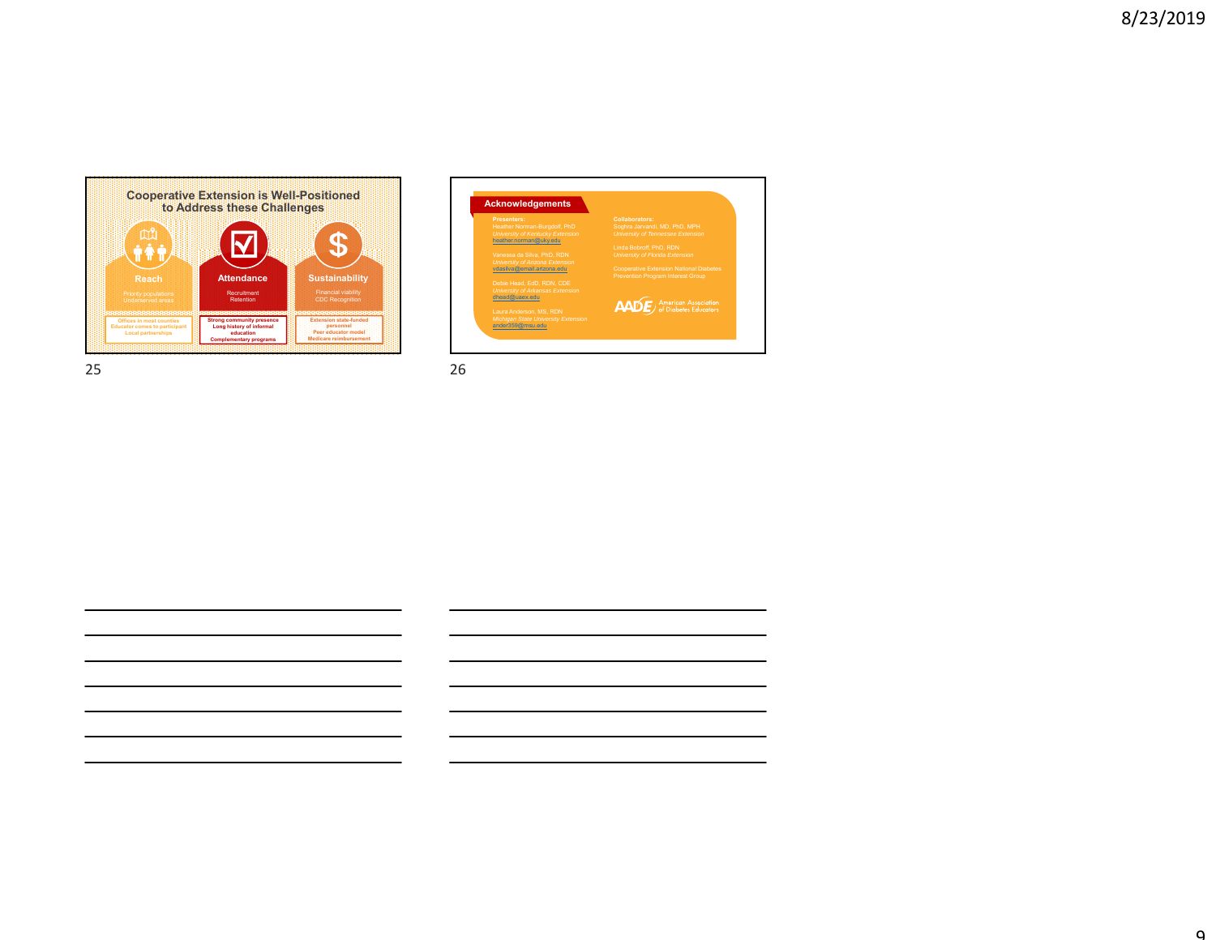## Cooperative Extension is Well-Positioned to Address these Challenges

**Reach**

Priority populations
Underserved areas

Offices in most counties
Educator comes to participant
Local partnerships

**Attendance**

Recruitment
Retention

Strong community presence
Long history of informal education
Complementary programs

**Sustainability**

Financial viability
CDC Recognition

Extension state-funded personnel
Peer educator model
Medicare reimbursement

25

## Acknowledgements

**Presenters:**

Heather Norman-Burgdolf, PhD
*University of Kentucky Extension*
heather.norman@uky.edu

Vanessa da Silva, PhD, RDN
*University of Arizona Extension*
vdasilva@email.arizona.edu

Debbie Head, EdD, RDN, CDE
*University of Arkansas Extension*
dhead@uaex.edu

Laura Anderson, MS, RDN
*Michigan State University Extension*
ander359@msu.edu

**Collaborators:**

Soghra Jarvandi, MD, PhD, MPH
*University of Tennessee Extension*

Linda Bobroff, PhD, RDN
*University of Florida Extension*

Cooperative Extension National Diabetes Prevention Program Interest Group

AADE American Association of Diabetes Educators

26